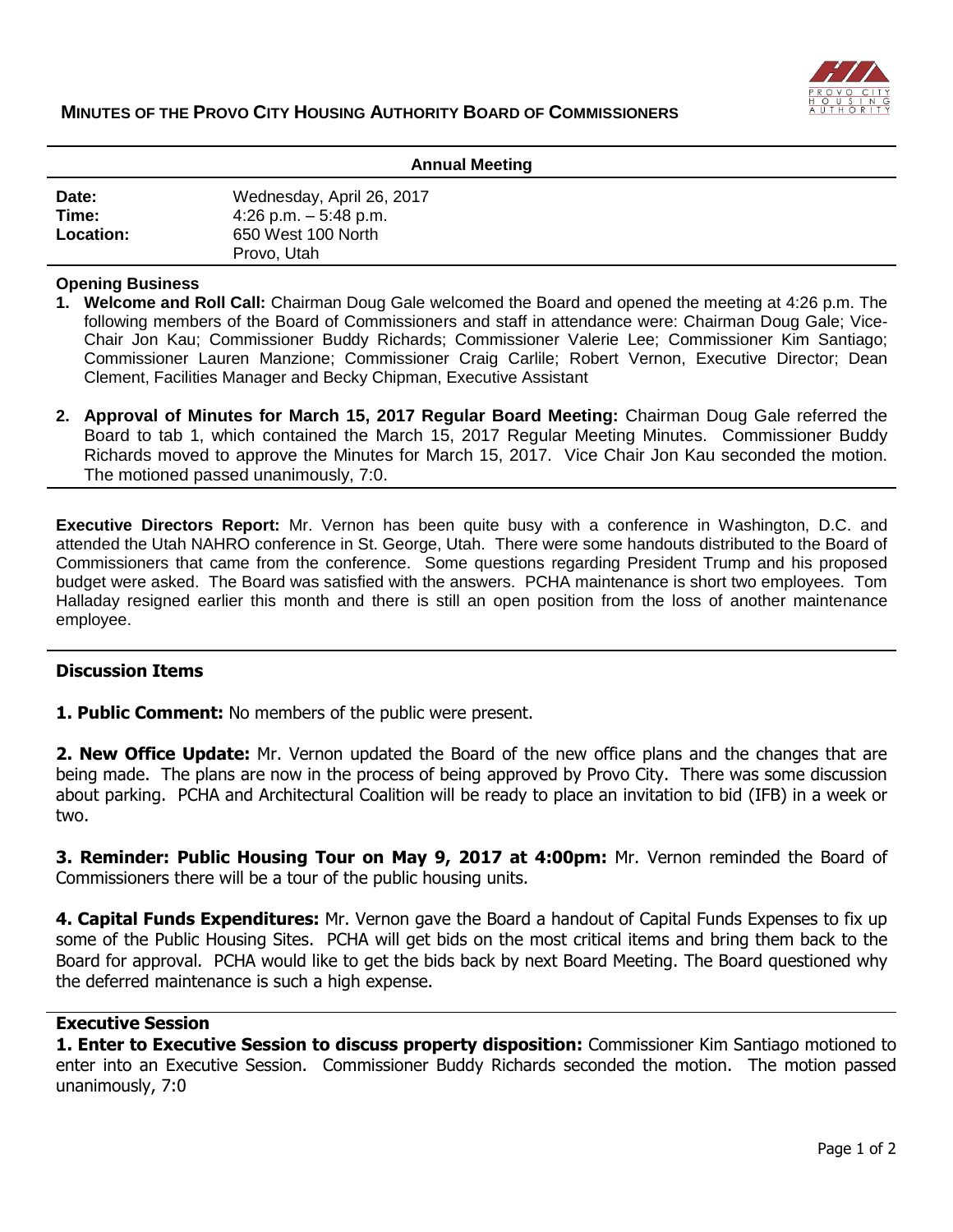# MINUTES OF THE PROVO CITY HOUSING AUTHORITY BOARD OF COMMISSIONERS

## Annual Meeting

| | |
|---|---|
| **Date:** | Wednesday, April 26, 2017 |
| **Time:** | 4:26 p.m. – 5:48 p.m. |
| **Location:** | 650 West 100 North<br>Provo, Utah |

### Opening Business

1. **Welcome and Roll Call:** Chairman Doug Gale welcomed the Board and opened the meeting at 4:26 p.m. The following members of the Board of Commissioners and staff in attendance were: Chairman Doug Gale; Vice-Chair Jon Kau; Commissioner Buddy Richards; Commissioner Valerie Lee; Commissioner Kim Santiago; Commissioner Lauren Manzione; Commissioner Craig Carlile; Robert Vernon, Executive Director; Dean Clement, Facilities Manager and Becky Chipman, Executive Assistant

2. **Approval of Minutes for March 15, 2017 Regular Board Meeting:** Chairman Doug Gale referred the Board to tab 1, which contained the March 15, 2017 Regular Meeting Minutes. Commissioner Buddy Richards moved to approve the Minutes for March 15, 2017. Vice Chair Jon Kau seconded the motion. The motioned passed unanimously, 7:0.

**Executive Directors Report:** Mr. Vernon has been quite busy with a conference in Washington, D.C. and attended the Utah NAHRO conference in St. George, Utah. There were some handouts distributed to the Board of Commissioners that came from the conference. Some questions regarding President Trump and his proposed budget were asked. The Board was satisfied with the answers. PCHA maintenance is short two employees. Tom Halladay resigned earlier this month and there is still an open position from the loss of another maintenance employee.

### Discussion Items

**1. Public Comment:** No members of the public were present.

**2. New Office Update:** Mr. Vernon updated the Board of the new office plans and the changes that are being made. The plans are now in the process of being approved by Provo City. There was some discussion about parking. PCHA and Architectural Coalition will be ready to place an invitation to bid (IFB) in a week or two.

**3. Reminder: Public Housing Tour on May 9, 2017 at 4:00pm:** Mr. Vernon reminded the Board of Commissioners there will be a tour of the public housing units.

**4. Capital Funds Expenditures:** Mr. Vernon gave the Board a handout of Capital Funds Expenses to fix up some of the Public Housing Sites. PCHA will get bids on the most critical items and bring them back to the Board for approval. PCHA would like to get the bids back by next Board Meeting. The Board questioned why the deferred maintenance is such a high expense.

### Executive Session

**1. Enter to Executive Session to discuss property disposition:** Commissioner Kim Santiago motioned to enter into an Executive Session. Commissioner Buddy Richards seconded the motion. The motion passed unanimously, 7:0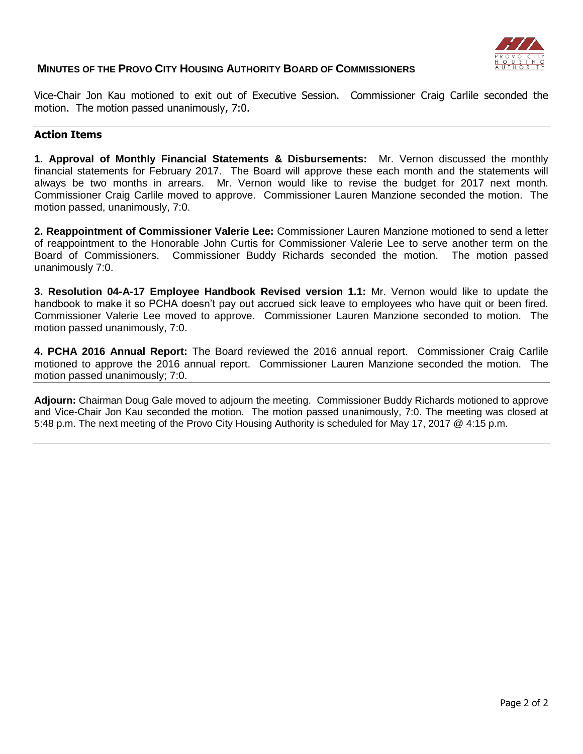**MINUTES OF THE PROVO CITY HOUSING AUTHORITY BOARD OF COMMISSIONERS**

Vice-Chair Jon Kau motioned to exit out of Executive Session. Commissioner Craig Carlile seconded the motion. The motion passed unanimously, 7:0.

---

## Action Items

**1. Approval of Monthly Financial Statements & Disbursements:** Mr. Vernon discussed the monthly financial statements for February 2017. The Board will approve these each month and the statements will always be two months in arrears. Mr. Vernon would like to revise the budget for 2017 next month. Commissioner Craig Carlile moved to approve. Commissioner Lauren Manzione seconded the motion. The motion passed, unanimously, 7:0.

**2. Reappointment of Commissioner Valerie Lee:** Commissioner Lauren Manzione motioned to send a letter of reappointment to the Honorable John Curtis for Commissioner Valerie Lee to serve another term on the Board of Commissioners. Commissioner Buddy Richards seconded the motion. The motion passed unanimously 7:0.

**3. Resolution 04-A-17 Employee Handbook Revised version 1.1:** Mr. Vernon would like to update the handbook to make it so PCHA doesn't pay out accrued sick leave to employees who have quit or been fired. Commissioner Valerie Lee moved to approve. Commissioner Lauren Manzione seconded to motion. The motion passed unanimously, 7:0.

**4. PCHA 2016 Annual Report:** The Board reviewed the 2016 annual report. Commissioner Craig Carlile motioned to approve the 2016 annual report. Commissioner Lauren Manzione seconded the motion. The motion passed unanimously; 7:0.

---

**Adjourn:** Chairman Doug Gale moved to adjourn the meeting. Commissioner Buddy Richards motioned to approve and Vice-Chair Jon Kau seconded the motion. The motion passed unanimously, 7:0. The meeting was closed at 5:48 p.m. The next meeting of the Provo City Housing Authority is scheduled for May 17, 2017 @ 4:15 p.m.

---